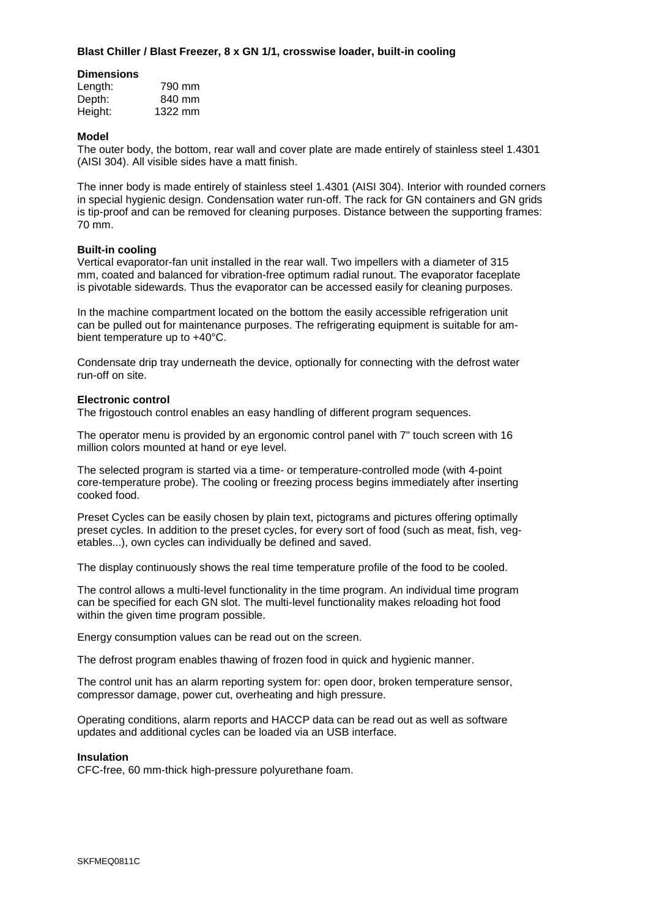**Blast Chiller / Blast Freezer, 8 x GN 1/1, crosswise loader, built-in cooling**

**Dimensions**

| | |
|---|---|
| Length: | 790 mm |
| Depth: | 840 mm |
| Height: | 1322 mm |

**Model**

The outer body, the bottom, rear wall and cover plate are made entirely of stainless steel 1.4301 (AISI 304). All visible sides have a matt finish.

The inner body is made entirely of stainless steel 1.4301 (AISI 304). Interior with rounded corners in special hygienic design. Condensation water run-off. The rack for GN containers and GN grids is tip-proof and can be removed for cleaning purposes. Distance between the supporting frames: 70 mm.

**Built-in cooling**

Vertical evaporator-fan unit installed in the rear wall. Two impellers with a diameter of 315 mm, coated and balanced for vibration-free optimum radial runout. The evaporator faceplate is pivotable sidewards. Thus the evaporator can be accessed easily for cleaning purposes.

In the machine compartment located on the bottom the easily accessible refrigeration unit can be pulled out for maintenance purposes. The refrigerating equipment is suitable for ambient temperature up to +40°C.

Condensate drip tray underneath the device, optionally for connecting with the defrost water run-off on site.

**Electronic control**

The frigostouch control enables an easy handling of different program sequences.

The operator menu is provided by an ergonomic control panel with 7" touch screen with 16 million colors mounted at hand or eye level.

The selected program is started via a time- or temperature-controlled mode (with 4-point core-temperature probe). The cooling or freezing process begins immediately after inserting cooked food.

Preset Cycles can be easily chosen by plain text, pictograms and pictures offering optimally preset cycles. In addition to the preset cycles, for every sort of food (such as meat, fish, vegetables...), own cycles can individually be defined and saved.

The display continuously shows the real time temperature profile of the food to be cooled.

The control allows a multi-level functionality in the time program. An individual time program can be specified for each GN slot. The multi-level functionality makes reloading hot food within the given time program possible.

Energy consumption values can be read out on the screen.

The defrost program enables thawing of frozen food in quick and hygienic manner.

The control unit has an alarm reporting system for: open door, broken temperature sensor, compressor damage, power cut, overheating and high pressure.

Operating conditions, alarm reports and HACCP data can be read out as well as software updates and additional cycles can be loaded via an USB interface.

**Insulation**

CFC-free, 60 mm-thick high-pressure polyurethane foam.

SKFMEQ0811C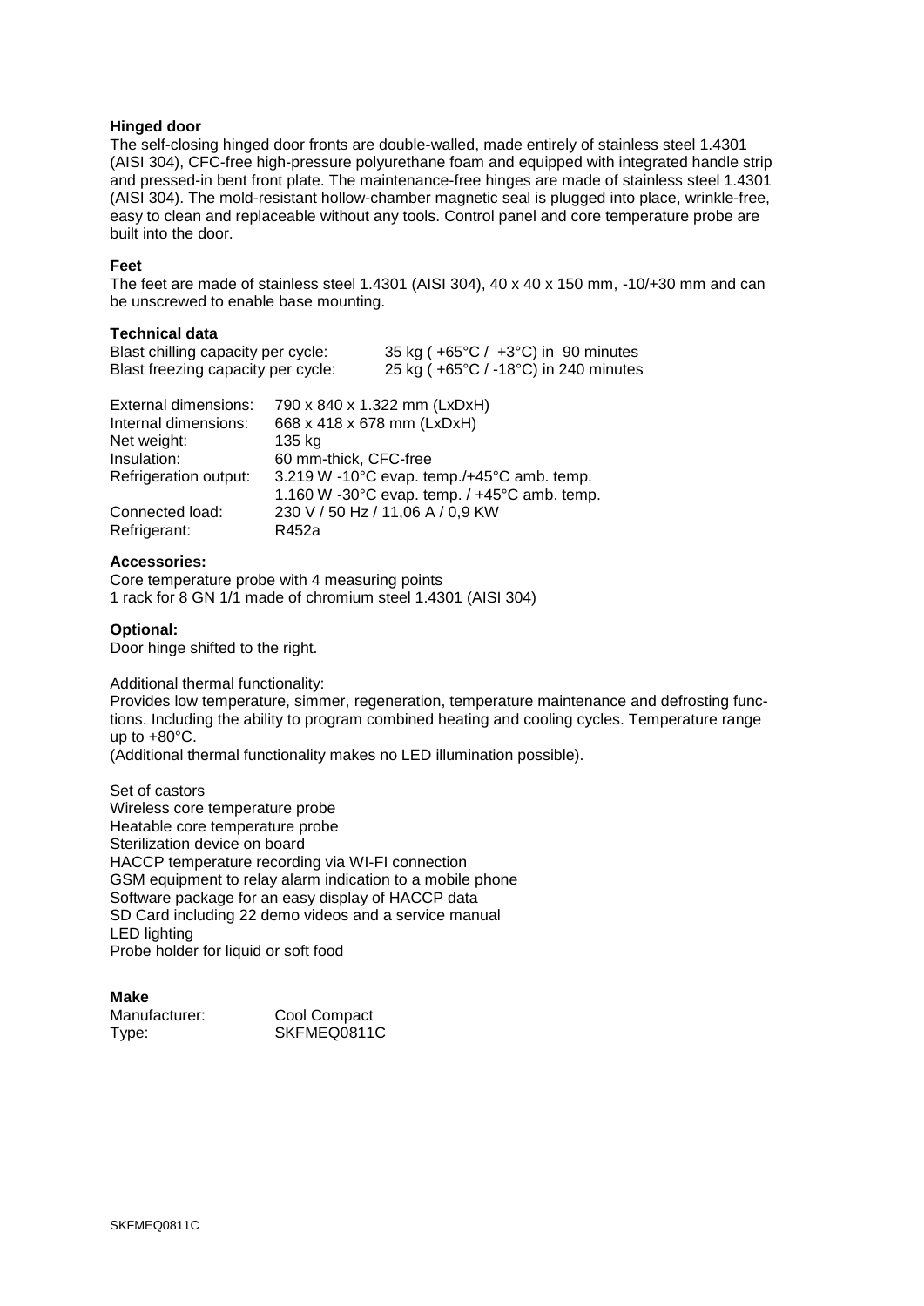**Hinged door**

The self-closing hinged door fronts are double-walled, made entirely of stainless steel 1.4301 (AISI 304), CFC-free high-pressure polyurethane foam and equipped with integrated handle strip and pressed-in bent front plate. The maintenance-free hinges are made of stainless steel 1.4301 (AISI 304). The mold-resistant hollow-chamber magnetic seal is plugged into place, wrinkle-free, easy to clean and replaceable without any tools. Control panel and core temperature probe are built into the door.

**Feet**

The feet are made of stainless steel 1.4301 (AISI 304), 40 x 40 x 150 mm, -10/+30 mm and can be unscrewed to enable base mounting.

**Technical data**

| | |
|---|---|
| Blast chilling capacity per cycle: | 35 kg ( +65°C / +3°C) in 90 minutes |
| Blast freezing capacity per cycle: | 25 kg ( +65°C / -18°C) in 240 minutes |

| | |
|---|---|
| External dimensions: | 790 x 840 x 1.322 mm (LxDxH) |
| Internal dimensions: | 668 x 418 x 678 mm (LxDxH) |
| Net weight: | 135 kg |
| Insulation: | 60 mm-thick, CFC-free |
| Refrigeration output: | 3.219 W -10°C evap. temp./+45°C amb. temp.<br>1.160 W -30°C evap. temp. / +45°C amb. temp. |
| Connected load: | 230 V / 50 Hz / 11,06 A / 0,9 KW |
| Refrigerant: | R452a |

**Accessories:**

Core temperature probe with 4 measuring points
1 rack for 8 GN 1/1 made of chromium steel 1.4301 (AISI 304)

**Optional:**

Door hinge shifted to the right.

Additional thermal functionality:
Provides low temperature, simmer, regeneration, temperature maintenance and defrosting functions. Including the ability to program combined heating and cooling cycles. Temperature range up to +80°C.
(Additional thermal functionality makes no LED illumination possible).

Set of castors
Wireless core temperature probe
Heatable core temperature probe
Sterilization device on board
HACCP temperature recording via WI-FI connection
GSM equipment to relay alarm indication to a mobile phone
Software package for an easy display of HACCP data
SD Card including 22 demo videos and a service manual
LED lighting
Probe holder for liquid or soft food

**Make**

| | |
|---|---|
| Manufacturer: | Cool Compact |
| Type: | SKFMEQ0811C |